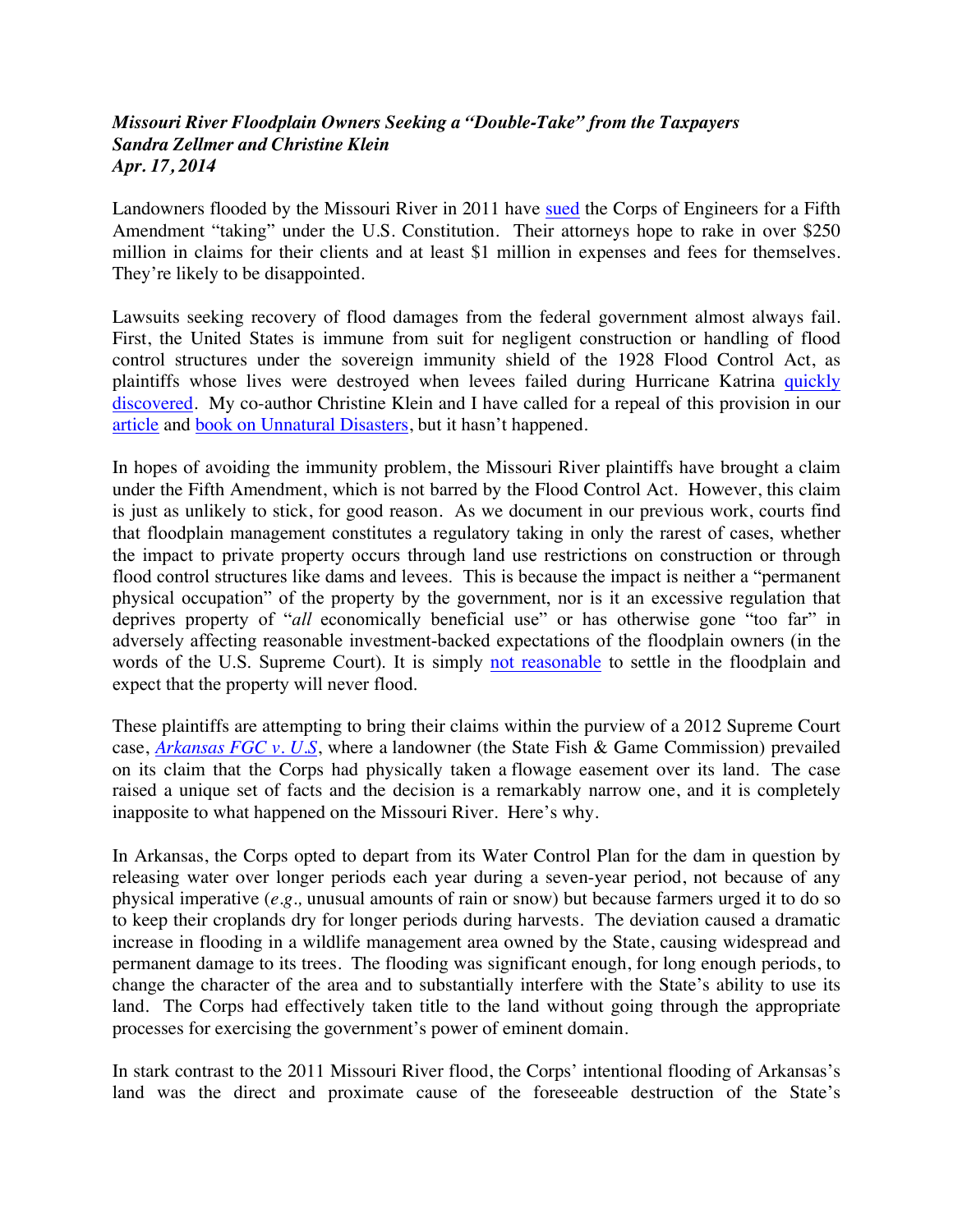***Missouri River Floodplain Owners Seeking a "Double-Take" from the Taxpayers***
***Sandra Zellmer and Christine Klein***
***Apr. 17, 2014***

Landowners flooded by the Missouri River in 2011 have sued the Corps of Engineers for a Fifth Amendment "taking" under the U.S. Constitution. Their attorneys hope to rake in over $250 million in claims for their clients and at least $1 million in expenses and fees for themselves. They're likely to be disappointed.

Lawsuits seeking recovery of flood damages from the federal government almost always fail. First, the United States is immune from suit for negligent construction or handling of flood control structures under the sovereign immunity shield of the 1928 Flood Control Act, as plaintiffs whose lives were destroyed when levees failed during Hurricane Katrina quickly discovered. My co-author Christine Klein and I have called for a repeal of this provision in our article and book on Unnatural Disasters, but it hasn't happened.

In hopes of avoiding the immunity problem, the Missouri River plaintiffs have brought a claim under the Fifth Amendment, which is not barred by the Flood Control Act. However, this claim is just as unlikely to stick, for good reason. As we document in our previous work, courts find that floodplain management constitutes a regulatory taking in only the rarest of cases, whether the impact to private property occurs through land use restrictions on construction or through flood control structures like dams and levees. This is because the impact is neither a "permanent physical occupation" of the property by the government, nor is it an excessive regulation that deprives property of "*all* economically beneficial use" or has otherwise gone "too far" in adversely affecting reasonable investment-backed expectations of the floodplain owners (in the words of the U.S. Supreme Court). It is simply not reasonable to settle in the floodplain and expect that the property will never flood.

These plaintiffs are attempting to bring their claims within the purview of a 2012 Supreme Court case, *Arkansas FGC v. U.S*, where a landowner (the State Fish & Game Commission) prevailed on its claim that the Corps had physically taken a flowage easement over its land. The case raised a unique set of facts and the decision is a remarkably narrow one, and it is completely inapposite to what happened on the Missouri River. Here's why.

In Arkansas, the Corps opted to depart from its Water Control Plan for the dam in question by releasing water over longer periods each year during a seven-year period, not because of any physical imperative (*e.g.,* unusual amounts of rain or snow) but because farmers urged it to do so to keep their croplands dry for longer periods during harvests. The deviation caused a dramatic increase in flooding in a wildlife management area owned by the State, causing widespread and permanent damage to its trees. The flooding was significant enough, for long enough periods, to change the character of the area and to substantially interfere with the State's ability to use its land. The Corps had effectively taken title to the land without going through the appropriate processes for exercising the government's power of eminent domain.

In stark contrast to the 2011 Missouri River flood, the Corps' intentional flooding of Arkansas's land was the direct and proximate cause of the foreseeable destruction of the State's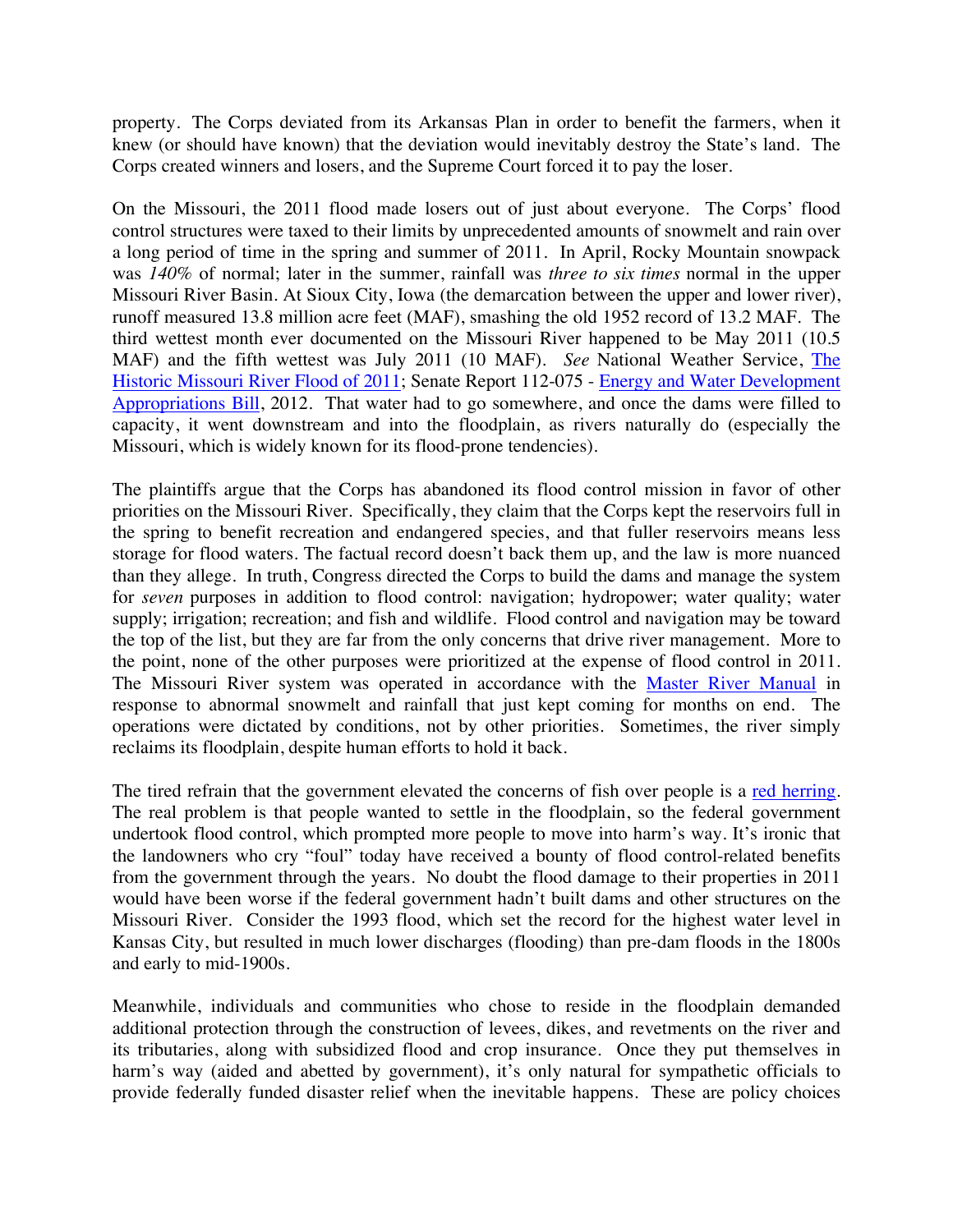property. The Corps deviated from its Arkansas Plan in order to benefit the farmers, when it knew (or should have known) that the deviation would inevitably destroy the State's land. The Corps created winners and losers, and the Supreme Court forced it to pay the loser.

On the Missouri, the 2011 flood made losers out of just about everyone. The Corps' flood control structures were taxed to their limits by unprecedented amounts of snowmelt and rain over a long period of time in the spring and summer of 2011. In April, Rocky Mountain snowpack was *140%* of normal; later in the summer, rainfall was *three to six times* normal in the upper Missouri River Basin. At Sioux City, Iowa (the demarcation between the upper and lower river), runoff measured 13.8 million acre feet (MAF), smashing the old 1952 record of 13.2 MAF. The third wettest month ever documented on the Missouri River happened to be May 2011 (10.5 MAF) and the fifth wettest was July 2011 (10 MAF). *See* National Weather Service, [The Historic Missouri River Flood of 2011](); Senate Report 112-075 - [Energy and Water Development Appropriations Bill](), 2012. That water had to go somewhere, and once the dams were filled to capacity, it went downstream and into the floodplain, as rivers naturally do (especially the Missouri, which is widely known for its flood-prone tendencies).

The plaintiffs argue that the Corps has abandoned its flood control mission in favor of other priorities on the Missouri River. Specifically, they claim that the Corps kept the reservoirs full in the spring to benefit recreation and endangered species, and that fuller reservoirs means less storage for flood waters. The factual record doesn't back them up, and the law is more nuanced than they allege. In truth, Congress directed the Corps to build the dams and manage the system for *seven* purposes in addition to flood control: navigation; hydropower; water quality; water supply; irrigation; recreation; and fish and wildlife. Flood control and navigation may be toward the top of the list, but they are far from the only concerns that drive river management. More to the point, none of the other purposes were prioritized at the expense of flood control in 2011. The Missouri River system was operated in accordance with the [Master River Manual]() in response to abnormal snowmelt and rainfall that just kept coming for months on end. The operations were dictated by conditions, not by other priorities. Sometimes, the river simply reclaims its floodplain, despite human efforts to hold it back.

The tired refrain that the government elevated the concerns of fish over people is a [red herring](). The real problem is that people wanted to settle in the floodplain, so the federal government undertook flood control, which prompted more people to move into harm's way. It's ironic that the landowners who cry "foul" today have received a bounty of flood control-related benefits from the government through the years. No doubt the flood damage to their properties in 2011 would have been worse if the federal government hadn't built dams and other structures on the Missouri River. Consider the 1993 flood, which set the record for the highest water level in Kansas City, but resulted in much lower discharges (flooding) than pre-dam floods in the 1800s and early to mid-1900s.

Meanwhile, individuals and communities who chose to reside in the floodplain demanded additional protection through the construction of levees, dikes, and revetments on the river and its tributaries, along with subsidized flood and crop insurance. Once they put themselves in harm's way (aided and abetted by government), it's only natural for sympathetic officials to provide federally funded disaster relief when the inevitable happens. These are policy choices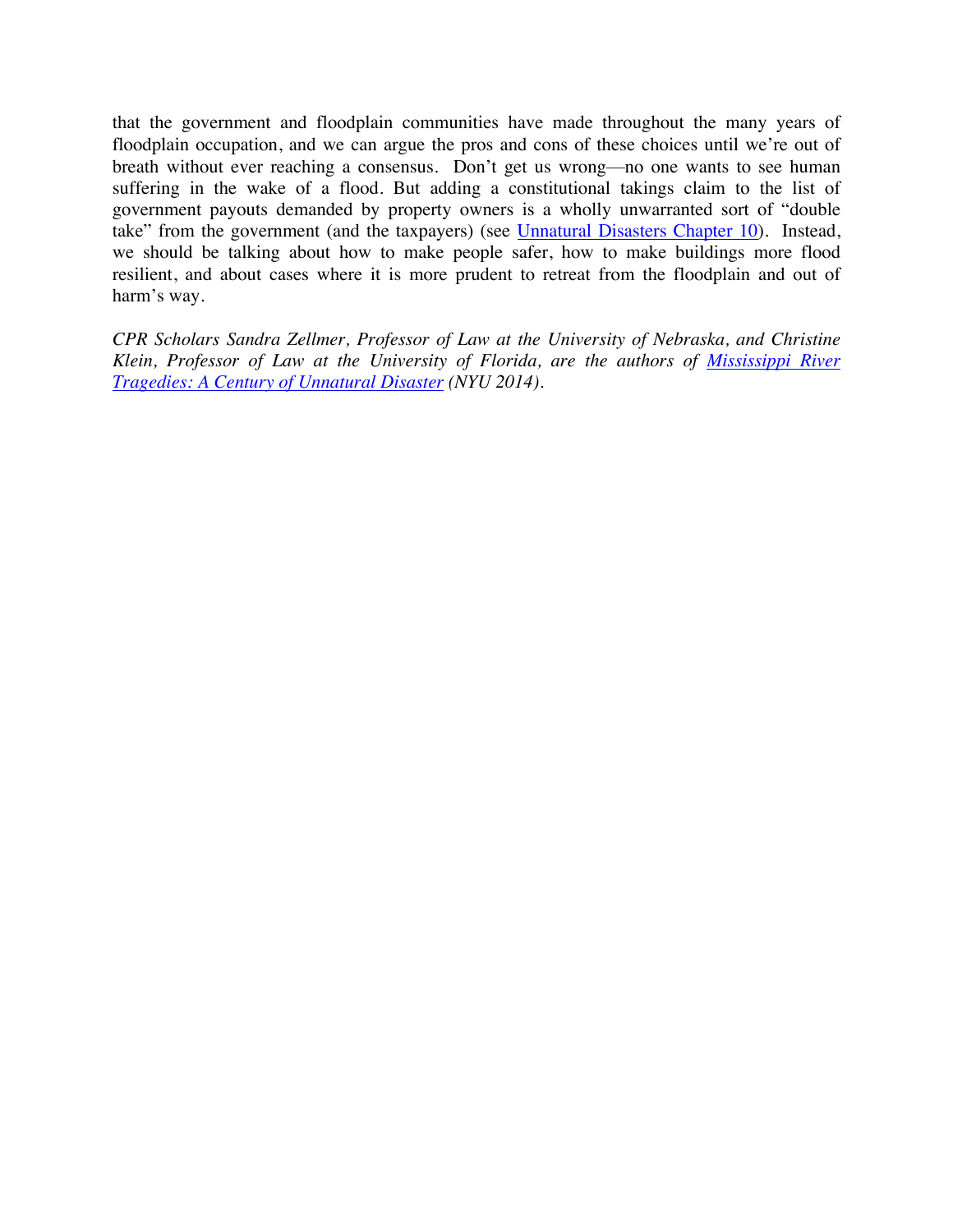that the government and floodplain communities have made throughout the many years of floodplain occupation, and we can argue the pros and cons of these choices until we're out of breath without ever reaching a consensus. Don't get us wrong—no one wants to see human suffering in the wake of a flood. But adding a constitutional takings claim to the list of government payouts demanded by property owners is a wholly unwarranted sort of "double take" from the government (and the taxpayers) (see [Unnatural Disasters Chapter 10](#)). Instead, we should be talking about how to make people safer, how to make buildings more flood resilient, and about cases where it is more prudent to retreat from the floodplain and out of harm's way.

*CPR Scholars Sandra Zellmer, Professor of Law at the University of Nebraska, and Christine Klein, Professor of Law at the University of Florida, are the authors of [Mississippi River Tragedies: A Century of Unnatural Disaster](#) (NYU 2014).*